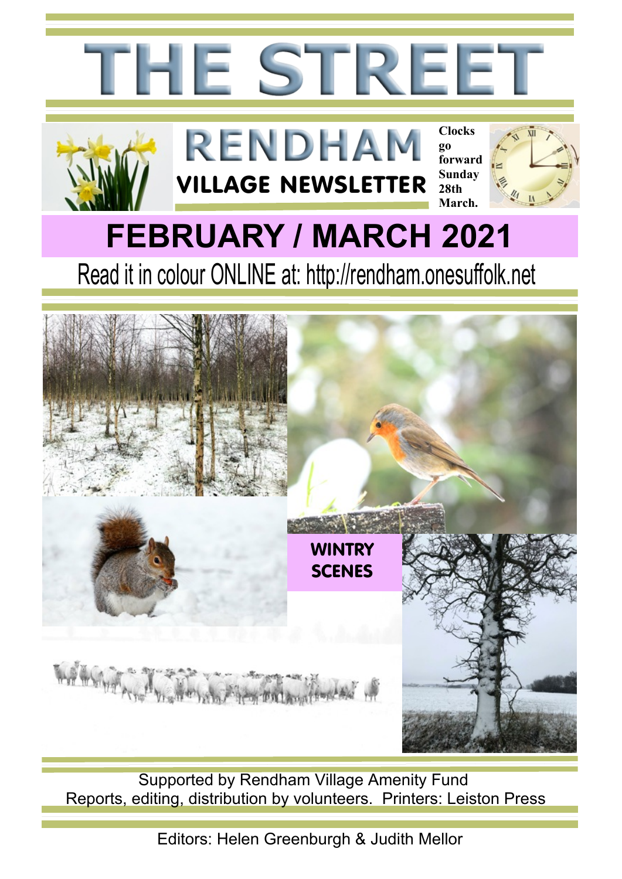# THE STREET

## RENDHAM

**VILLAGE NEWSLETTER**

**Clocks go forward Sunday 28th March.**

# FEBRUARY / MARCH 2021

Read it in colour ONLINE at: http://rendham.onesuffolk.net

**WINTRY SCENES**

Supported by Rendham Village Amenity Fund
Reports, editing, distribution by volunteers. Printers: Leiston Press

Editors: Helen Greenburgh & Judith Mellor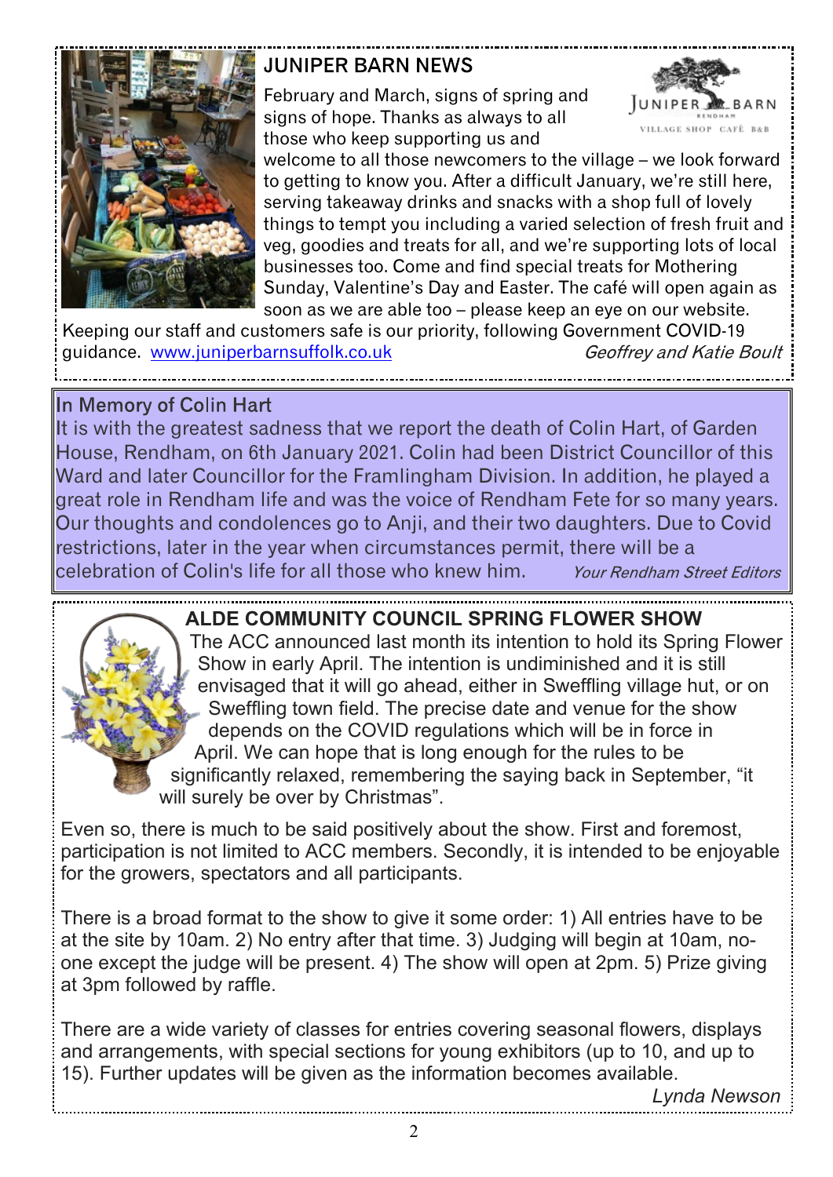## JUNIPER BARN NEWS

February and March, signs of spring and signs of hope. Thanks as always to all those who keep supporting us and welcome to all those newcomers to the village – we look forward to getting to know you. After a difficult January, we're still here, serving takeaway drinks and snacks with a shop full of lovely things to tempt you including a varied selection of fresh fruit and veg, goodies and treats for all, and we're supporting lots of local businesses too. Come and find special treats for Mothering Sunday, Valentine's Day and Easter. The café will open again as soon as we are able too – please keep an eye on our website. Keeping our staff and customers safe is our priority, following Government COVID-19 guidance. www.juniperbarnsuffolk.co.uk

*Geoffrey and Katie Boult*

## In Memory of Colin Hart

It is with the greatest sadness that we report the death of Colin Hart, of Garden House, Rendham, on 6th January 2021. Colin had been District Councillor of this Ward and later Councillor for the Framlingham Division. In addition, he played a great role in Rendham life and was the voice of Rendham Fete for so many years. Our thoughts and condolences go to Anji, and their two daughters. Due to Covid restrictions, later in the year when circumstances permit, there will be a celebration of Colin's life for all those who knew him.

*Your Rendham Street Editors*

## ALDE COMMUNITY COUNCIL SPRING FLOWER SHOW

The ACC announced last month its intention to hold its Spring Flower Show in early April. The intention is undiminished and it is still envisaged that it will go ahead, either in Sweffling village hut, or on Sweffling town field. The precise date and venue for the show depends on the COVID regulations which will be in force in April. We can hope that is long enough for the rules to be significantly relaxed, remembering the saying back in September, "it will surely be over by Christmas".

Even so, there is much to be said positively about the show. First and foremost, participation is not limited to ACC members. Secondly, it is intended to be enjoyable for the growers, spectators and all participants.

There is a broad format to the show to give it some order: 1) All entries have to be at the site by 10am. 2) No entry after that time. 3) Judging will begin at 10am, no-one except the judge will be present. 4) The show will open at 2pm. 5) Prize giving at 3pm followed by raffle.

There are a wide variety of classes for entries covering seasonal flowers, displays and arrangements, with special sections for young exhibitors (up to 10, and up to 15). Further updates will be given as the information becomes available.

*Lynda Newson*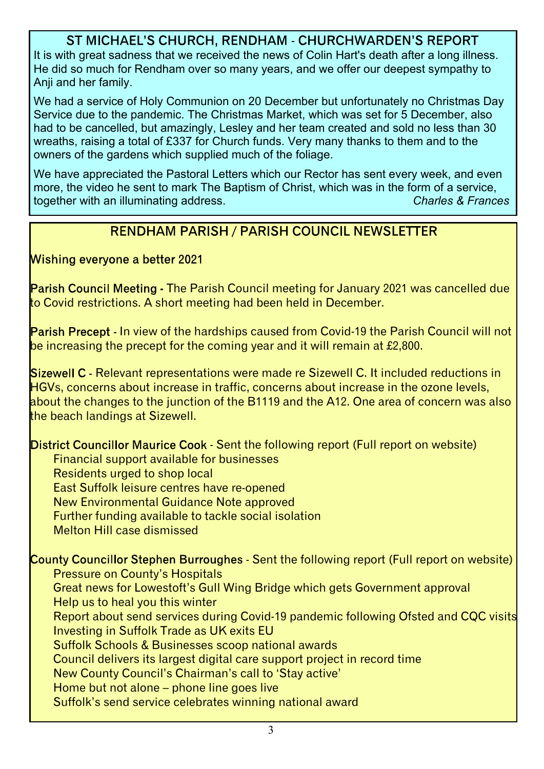## ST MICHAEL'S CHURCH, RENDHAM - CHURCHWARDEN'S REPORT

It is with great sadness that we received the news of Colin Hart's death after a long illness. He did so much for Rendham over so many years, and we offer our deepest sympathy to Anji and her family.

We had a service of Holy Communion on 20 December but unfortunately no Christmas Day Service due to the pandemic. The Christmas Market, which was set for 5 December, also had to be cancelled, but amazingly, Lesley and her team created and sold no less than 30 wreaths, raising a total of £337 for Church funds. Very many thanks to them and to the owners of the gardens which supplied much of the foliage.

We have appreciated the Pastoral Letters which our Rector has sent every week, and even more, the video he sent to mark The Baptism of Christ, which was in the form of a service, together with an illuminating address. *Charles & Frances*

## RENDHAM PARISH / PARISH COUNCIL NEWSLETTER

**Wishing everyone a better 2021**

**Parish Council Meeting -** The Parish Council meeting for January 2021 was cancelled due to Covid restrictions. A short meeting had been held in December.

**Parish Precept** - In view of the hardships caused from Covid-19 the Parish Council will not be increasing the precept for the coming year and it will remain at £2,800.

**Sizewell C** - Relevant representations were made re Sizewell C. It included reductions in HGVs, concerns about increase in traffic, concerns about increase in the ozone levels, about the changes to the junction of the B1119 and the A12. One area of concern was also the beach landings at Sizewell.

**District Councillor Maurice Cook** - Sent the following report (Full report on website)

- Financial support available for businesses
- Residents urged to shop local
- East Suffolk leisure centres have re-opened
- New Environmental Guidance Note approved
- Further funding available to tackle social isolation
- Melton Hill case dismissed

**County Councillor Stephen Burroughes** - Sent the following report (Full report on website)

- Pressure on County's Hospitals
- Great news for Lowestoft's Gull Wing Bridge which gets Government approval
- Help us to heal you this winter
- Report about send services during Covid-19 pandemic following Ofsted and CQC visits
- Investing in Suffolk Trade as UK exits EU
- Suffolk Schools & Businesses scoop national awards
- Council delivers its largest digital care support project in record time
- New County Council's Chairman's call to 'Stay active'
- Home but not alone – phone line goes live
- Suffolk's send service celebrates winning national award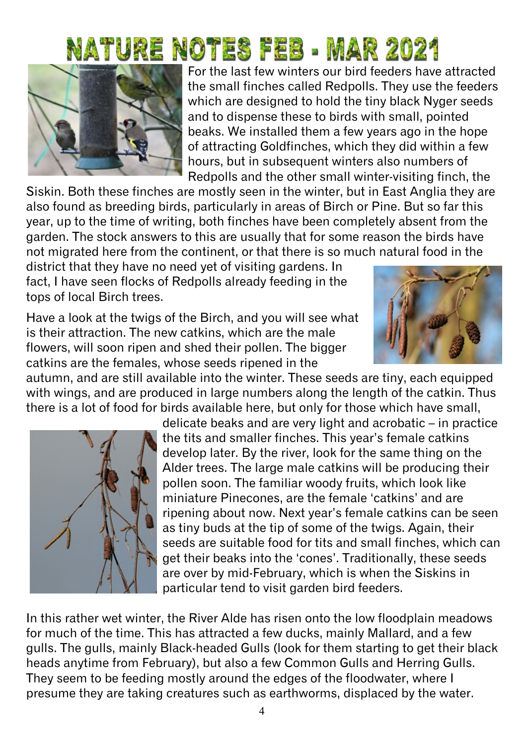# NATURE NOTES FEB - MAR 2021

For the last few winters our bird feeders have attracted the small finches called Redpolls. They use the feeders which are designed to hold the tiny black Nyger seeds and to dispense these to birds with small, pointed beaks. We installed them a few years ago in the hope of attracting Goldfinches, which they did within a few hours, but in subsequent winters also numbers of Redpolls and the other small winter-visiting finch, the Siskin. Both these finches are mostly seen in the winter, but in East Anglia they are also found as breeding birds, particularly in areas of Birch or Pine. But so far this year, up to the time of writing, both finches have been completely absent from the garden. The stock answers to this are usually that for some reason the birds have not migrated here from the continent, or that there is so much natural food in the district that they have no need yet of visiting gardens. In fact, I have seen flocks of Redpolls already feeding in the tops of local Birch trees.

Have a look at the twigs of the Birch, and you will see what is their attraction. The new catkins, which are the male flowers, will soon ripen and shed their pollen. The bigger catkins are the females, whose seeds ripened in the autumn, and are still available into the winter. These seeds are tiny, each equipped with wings, and are produced in large numbers along the length of the catkin. Thus there is a lot of food for birds available here, but only for those which have small, delicate beaks and are very light and acrobatic – in practice the tits and smaller finches. This year's female catkins develop later. By the river, look for the same thing on the Alder trees. The large male catkins will be producing their pollen soon. The familiar woody fruits, which look like miniature Pinecones, are the female 'catkins' and are ripening about now. Next year's female catkins can be seen as tiny buds at the tip of some of the twigs. Again, their seeds are suitable food for tits and small finches, which can get their beaks into the 'cones'. Traditionally, these seeds are over by mid-February, which is when the Siskins in particular tend to visit garden bird feeders.

In this rather wet winter, the River Alde has risen onto the low floodplain meadows for much of the time. This has attracted a few ducks, mainly Mallard, and a few gulls. The gulls, mainly Black-headed Gulls (look for them starting to get their black heads anytime from February), but also a few Common Gulls and Herring Gulls. They seem to be feeding mostly around the edges of the floodwater, where I presume they are taking creatures such as earthworms, displaced by the water.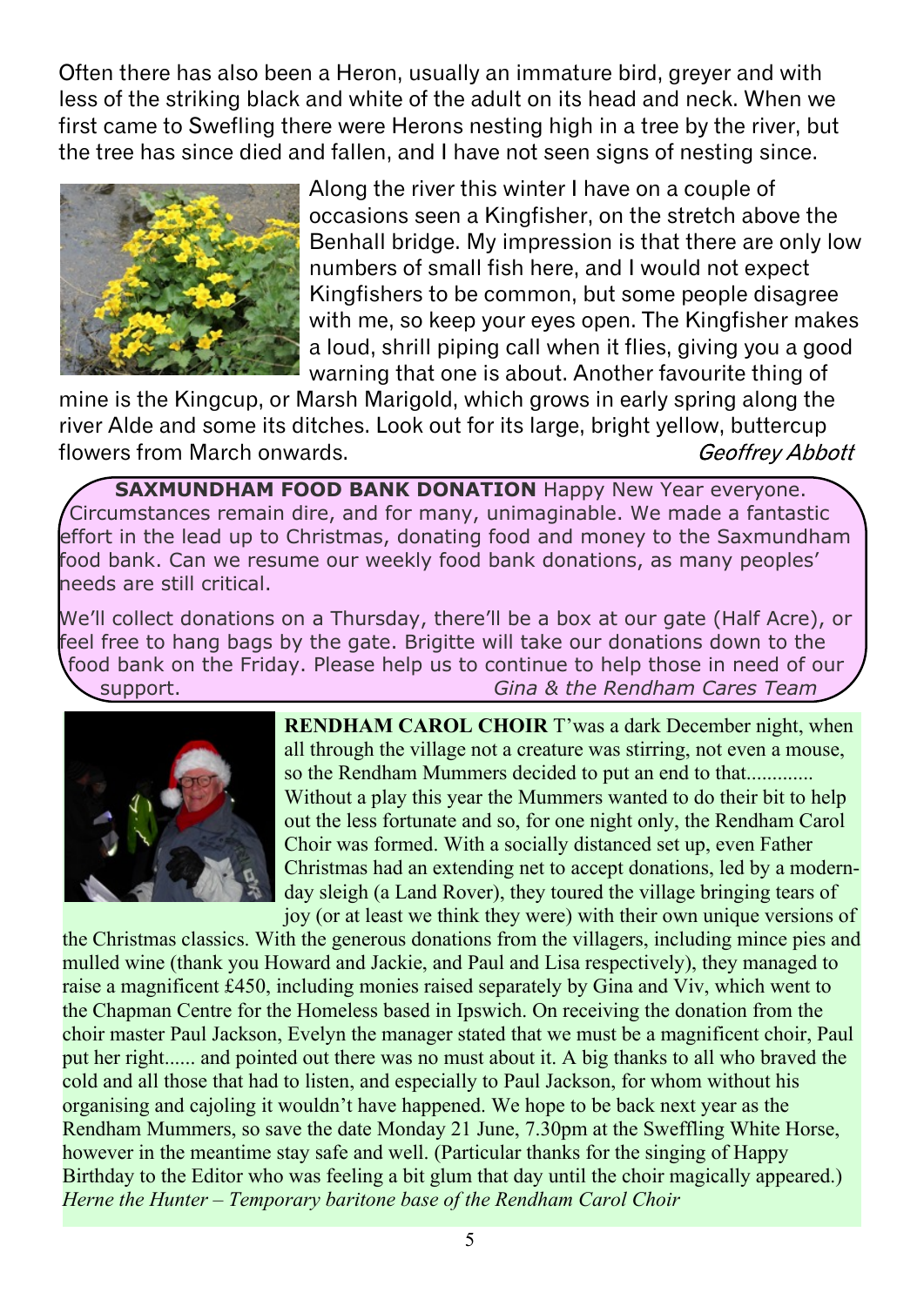Often there has also been a Heron, usually an immature bird, greyer and with less of the striking black and white of the adult on its head and neck. When we first came to Swefling there were Herons nesting high in a tree by the river, but the tree has since died and fallen, and I have not seen signs of nesting since.

Along the river this winter I have on a couple of occasions seen a Kingfisher, on the stretch above the Benhall bridge. My impression is that there are only low numbers of small fish here, and I would not expect Kingfishers to be common, but some people disagree with me, so keep your eyes open. The Kingfisher makes a loud, shrill piping call when it flies, giving you a good warning that one is about. Another favourite thing of mine is the Kingcup, or Marsh Marigold, which grows in early spring along the river Alde and some its ditches. Look out for its large, bright yellow, buttercup flowers from March onwards.

*Geoffrey Abbott*

**SAXMUNDHAM FOOD BANK DONATION** Happy New Year everyone. Circumstances remain dire, and for many, unimaginable. We made a fantastic effort in the lead up to Christmas, donating food and money to the Saxmundham food bank. Can we resume our weekly food bank donations, as many peoples' needs are still critical.

We'll collect donations on a Thursday, there'll be a box at our gate (Half Acre), or feel free to hang bags by the gate. Brigitte will take our donations down to the food bank on the Friday. Please help us to continue to help those in need of our support.

*Gina & the Rendham Cares Team*

**RENDHAM CAROL CHOIR** T'was a dark December night, when all through the village not a creature was stirring, not even a mouse, so the Rendham Mummers decided to put an end to that............ Without a play this year the Mummers wanted to do their bit to help out the less fortunate and so, for one night only, the Rendham Carol Choir was formed. With a socially distanced set up, even Father Christmas had an extending net to accept donations, led by a modern-day sleigh (a Land Rover), they toured the village bringing tears of joy (or at least we think they were) with their own unique versions of the Christmas classics. With the generous donations from the villagers, including mince pies and mulled wine (thank you Howard and Jackie, and Paul and Lisa respectively), they managed to raise a magnificent £450, including monies raised separately by Gina and Viv, which went to the Chapman Centre for the Homeless based in Ipswich. On receiving the donation from the choir master Paul Jackson, Evelyn the manager stated that we must be a magnificent choir, Paul put her right...... and pointed out there was no must about it. A big thanks to all who braved the cold and all those that had to listen, and especially to Paul Jackson, for whom without his organising and cajoling it wouldn't have happened. We hope to be back next year as the Rendham Mummers, so save the date Monday 21 June, 7.30pm at the Sweffling White Horse, however in the meantime stay safe and well. (Particular thanks for the singing of Happy Birthday to the Editor who was feeling a bit glum that day until the choir magically appeared.)

*Herne the Hunter – Temporary baritone base of the Rendham Carol Choir*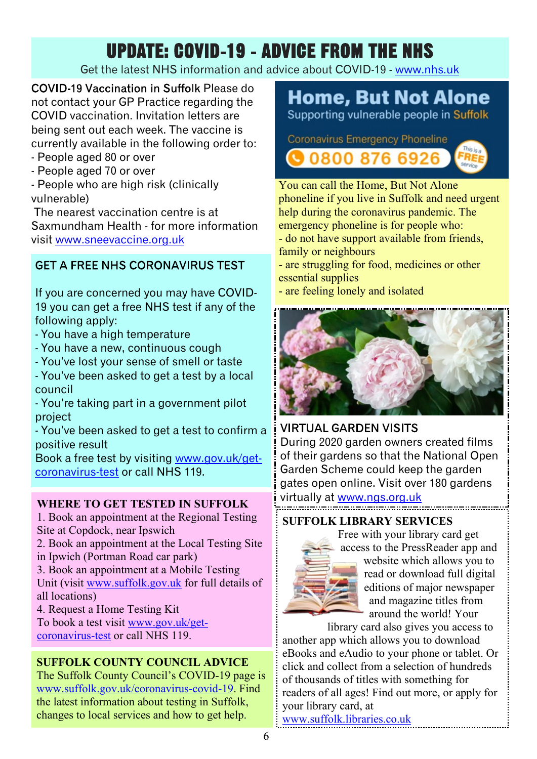# UPDATE: COVID-19 - ADVICE FROM THE NHS

Get the latest NHS information and advice about COVID-19 - www.nhs.uk

**COVID-19 Vaccination in Suffolk** Please do not contact your GP Practice regarding the COVID vaccination. Invitation letters are being sent out each week. The vaccine is currently available in the following order to:

- People aged 80 or over
- People aged 70 or over
- People who are high risk (clinically vulnerable)

The nearest vaccination centre is at Saxmundham Health - for more information visit www.sneevaccine.org.uk

## GET A FREE NHS CORONAVIRUS TEST

If you are concerned you may have COVID-19 you can get a free NHS test if any of the following apply:

- You have a high temperature
- You have a new, continuous cough
- You've lost your sense of smell or taste
- You've been asked to get a test by a local council
- You're taking part in a government pilot project
- You've been asked to get a test to confirm a positive result

Book a free test by visiting www.gov.uk/get-coronavirus-test or call NHS 119.

## WHERE TO GET TESTED IN SUFFOLK

1. Book an appointment at the Regional Testing Site at Copdock, near Ipswich
2. Book an appointment at the Local Testing Site in Ipwich (Portman Road car park)
3. Book an appointment at a Mobile Testing Unit (visit www.suffolk.gov.uk for full details of all locations)
4. Request a Home Testing Kit

To book a test visit www.gov.uk/get-coronavirus-test or call NHS 119.

## SUFFOLK COUNTY COUNCIL ADVICE

The Suffolk County Council's COVID-19 page is www.suffolk.gov.uk/coronavirus-covid-19. Find the latest information about testing in Suffolk, changes to local services and how to get help.

## Home, But Not Alone

Supporting vulnerable people in Suffolk

Coronavirus Emergency Phoneline

**0800 876 6926** — This is a FREE service

You can call the Home, But Not Alone phoneline if you live in Suffolk and need urgent help during the coronavirus pandemic. The emergency phoneline is for people who:

- do not have support available from friends, family or neighbours
- are struggling for food, medicines or other essential supplies
- are feeling lonely and isolated

## VIRTUAL GARDEN VISITS

During 2020 garden owners created films of their gardens so that the National Open Garden Scheme could keep the garden gates open online. Visit over 180 gardens virtually at www.ngs.org.uk

## SUFFOLK LIBRARY SERVICES

Free with your library card get access to the PressReader app and website which allows you to read or download full digital editions of major newspaper and magazine titles from around the world! Your library card also gives you access to another app which allows you to download eBooks and eAudio to your phone or tablet. Or click and collect from a selection of hundreds of thousands of titles with something for readers of all ages! Find out more, or apply for your library card, at www.suffolk.libraries.co.uk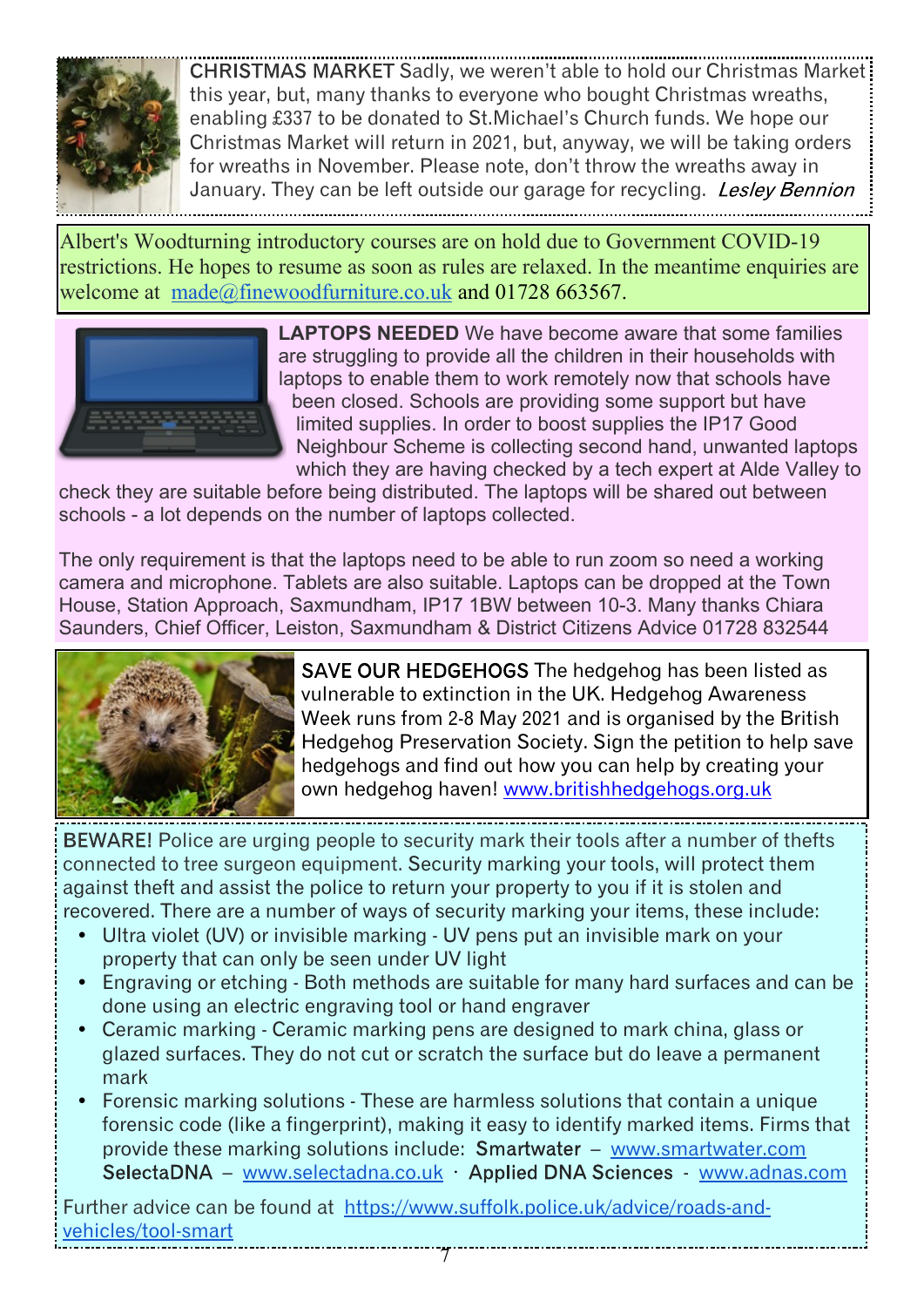**CHRISTMAS MARKET** Sadly, we weren't able to hold our Christmas Market this year, but, many thanks to everyone who bought Christmas wreaths, enabling £337 to be donated to St.Michael's Church funds. We hope our Christmas Market will return in 2021, but, anyway, we will be taking orders for wreaths in November. Please note, don't throw the wreaths away in January. They can be left outside our garage for recycling. *Lesley Bennion*

Albert's Woodturning introductory courses are on hold due to Government COVID-19 restrictions. He hopes to resume as soon as rules are relaxed. In the meantime enquiries are welcome at [made@finewoodfurniture.co.uk](mailto:made@finewoodfurniture.co.uk) and 01728 663567.

**LAPTOPS NEEDED** We have become aware that some families are struggling to provide all the children in their households with laptops to enable them to work remotely now that schools have been closed. Schools are providing some support but have limited supplies. In order to boost supplies the IP17 Good Neighbour Scheme is collecting second hand, unwanted laptops which they are having checked by a tech expert at Alde Valley to check they are suitable before being distributed. The laptops will be shared out between schools - a lot depends on the number of laptops collected.

The only requirement is that the laptops need to be able to run zoom so need a working camera and microphone. Tablets are also suitable. Laptops can be dropped at the Town House, Station Approach, Saxmundham, IP17 1BW between 10-3. Many thanks Chiara Saunders, Chief Officer, Leiston, Saxmundham & District Citizens Advice 01728 832544

**SAVE OUR HEDGEHOGS** The hedgehog has been listed as vulnerable to extinction in the UK. Hedgehog Awareness Week runs from 2-8 May 2021 and is organised by the British Hedgehog Preservation Society. Sign the petition to help save hedgehogs and find out how you can help by creating your own hedgehog haven! [www.britishhedgehogs.org.uk](http://www.britishhedgehogs.org.uk)

**BEWARE!** Police are urging people to security mark their tools after a number of thefts connected to tree surgeon equipment. Security marking your tools, will protect them against theft and assist the police to return your property to you if it is stolen and recovered. There are a number of ways of security marking your items, these include:

- Ultra violet (UV) or invisible marking - UV pens put an invisible mark on your property that can only be seen under UV light
- Engraving or etching - Both methods are suitable for many hard surfaces and can be done using an electric engraving tool or hand engraver
- Ceramic marking - Ceramic marking pens are designed to mark china, glass or glazed surfaces. They do not cut or scratch the surface but do leave a permanent mark
- Forensic marking solutions - These are harmless solutions that contain a unique forensic code (like a fingerprint), making it easy to identify marked items. Firms that provide these marking solutions include: **Smartwater** – [www.smartwater.com](http://www.smartwater.com) **SelectaDNA** – [www.selectadna.co.uk](http://www.selectadna.co.uk) · **Applied DNA Sciences** - [www.adnas.com](http://www.adnas.com)

Further advice can be found at [https://www.suffolk.police.uk/advice/roads-and-vehicles/tool-smart](https://www.suffolk.police.uk/advice/roads-and-vehicles/tool-smart)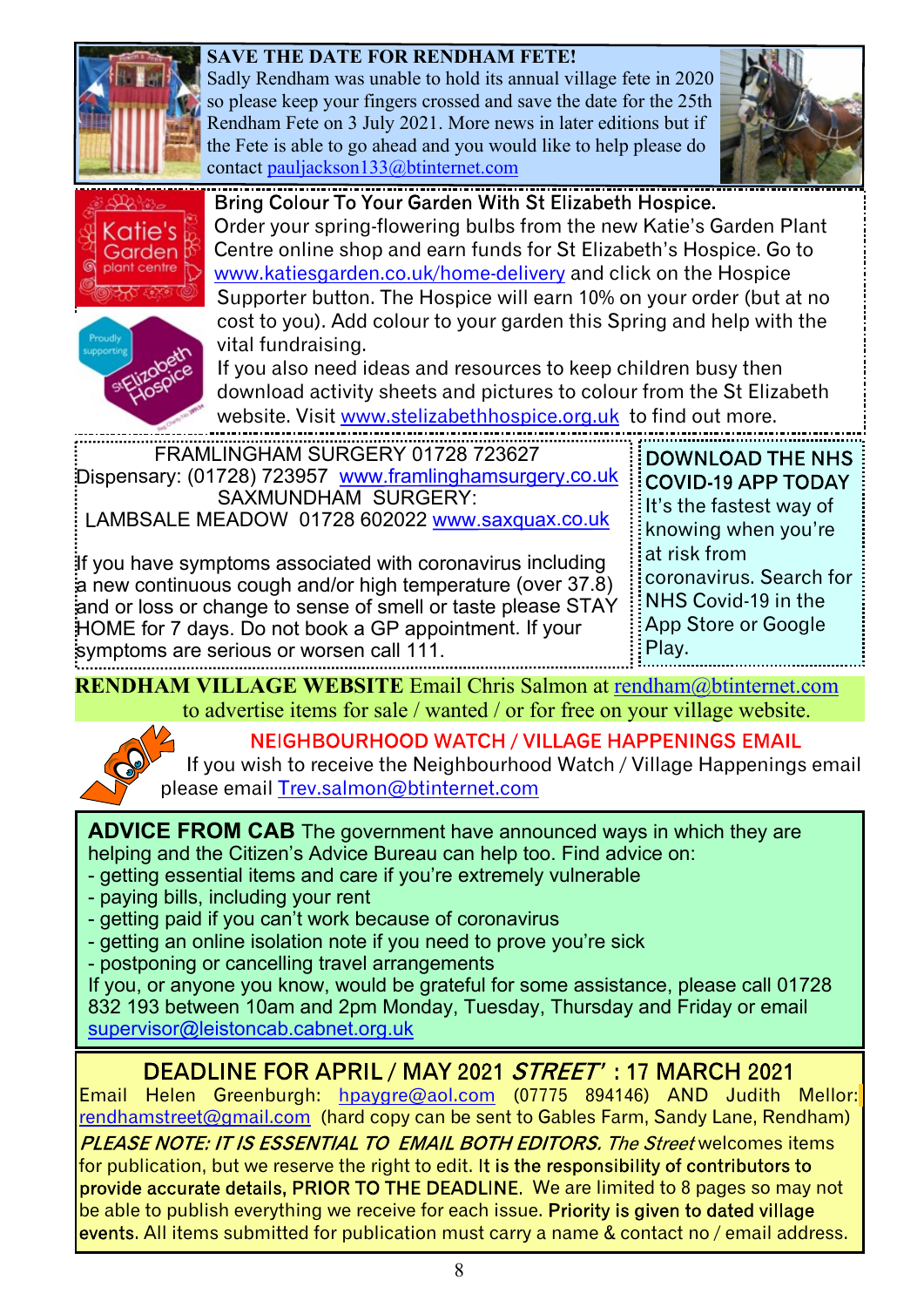## SAVE THE DATE FOR RENDHAM FETE!

Sadly Rendham was unable to hold its annual village fete in 2020 so please keep your fingers crossed and save the date for the 25th Rendham Fete on 3 July 2021. More news in later editions but if the Fete is able to go ahead and you would like to help please do contact pauljackson133@btinternet.com

## Bring Colour To Your Garden With St Elizabeth Hospice.

Order your spring-flowering bulbs from the new Katie's Garden Plant Centre online shop and earn funds for St Elizabeth's Hospice. Go to www.katiesgarden.co.uk/home-delivery and click on the Hospice Supporter button. The Hospice will earn 10% on your order (but at no cost to you). Add colour to your garden this Spring and help with the vital fundraising.

If you also need ideas and resources to keep children busy then download activity sheets and pictures to colour from the St Elizabeth website. Visit www.stelizabethhospice.org.uk to find out more.

FRAMLINGHAM SURGERY 01728 723627
Dispensary: (01728) 723957 www.framlinghamsurgery.co.uk
SAXMUNDHAM SURGERY:
LAMBSALE MEADOW 01728 602022 www.saxquax.co.uk

If you have symptoms associated with coronavirus including a new continuous cough and/or high temperature (over 37.8) and or loss or change to sense of smell or taste please STAY HOME for 7 days. Do not book a GP appointment. If your symptoms are serious or worsen call 111.

**DOWNLOAD THE NHS COVID-19 APP TODAY**
It's the fastest way of knowing when you're at risk from coronavirus. Search for NHS Covid-19 in the App Store or Google Play.

**RENDHAM VILLAGE WEBSITE** Email Chris Salmon at rendham@btinternet.com to advertise items for sale / wanted / or for free on your village website.

## NEIGHBOURHOOD WATCH / VILLAGE HAPPENINGS EMAIL

If you wish to receive the Neighbourhood Watch / Village Happenings email please email Trev.salmon@btinternet.com

**ADVICE FROM CAB** The government have announced ways in which they are helping and the Citizen's Advice Bureau can help too. Find advice on:

- getting essential items and care if you're extremely vulnerable
- paying bills, including your rent
- getting paid if you can't work because of coronavirus
- getting an online isolation note if you need to prove you're sick
- postponing or cancelling travel arrangements

If you, or anyone you know, would be grateful for some assistance, please call 01728 832 193 between 10am and 2pm Monday, Tuesday, Thursday and Friday or email supervisor@leistoncab.cabnet.org.uk

## DEADLINE FOR APRIL / MAY 2021 *STREET'* : 17 MARCH 2021

Email Helen Greenburgh: hpaygre@aol.com (07775 894146) AND Judith Mellor: rendhamstreet@gmail.com (hard copy can be sent to Gables Farm, Sandy Lane, Rendham)

*PLEASE NOTE: IT IS ESSENTIAL TO EMAIL BOTH EDITORS. The Street* welcomes items for publication, but we reserve the right to edit. **It is the responsibility of contributors to provide accurate details, PRIOR TO THE DEADLINE.** We are limited to 8 pages so may not be able to publish everything we receive for each issue. **Priority is given to dated village events.** All items submitted for publication must carry a name & contact no / email address.